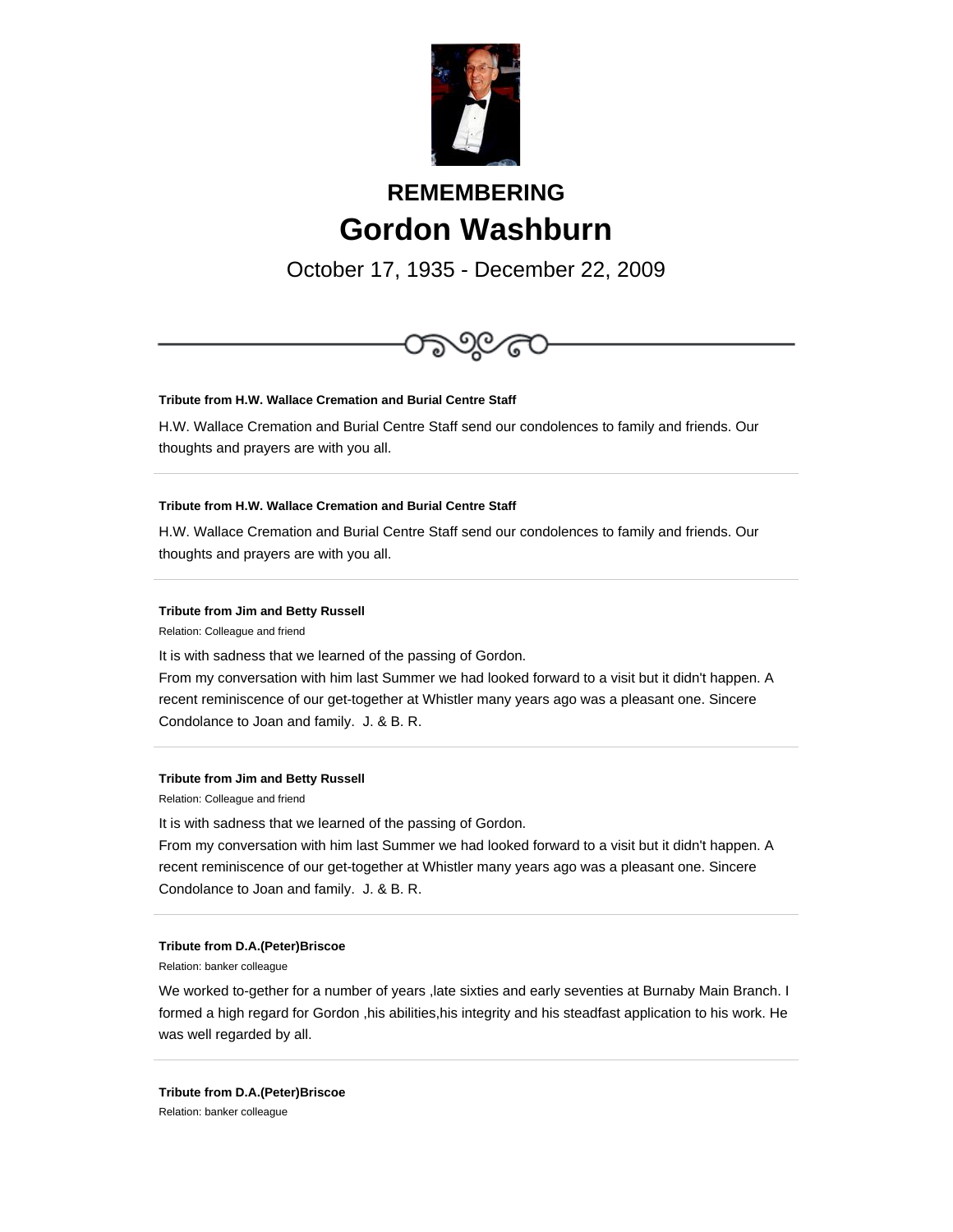# REMEMBERING

# Gordon Washburn

October 17, 1935 - December 22, 2009

---

**Tribute from H.W. Wallace Cremation and Burial Centre Staff**

H.W. Wallace Cremation and Burial Centre Staff send our condolences to family and friends. Our thoughts and prayers are with you all.

---

**Tribute from H.W. Wallace Cremation and Burial Centre Staff**

H.W. Wallace Cremation and Burial Centre Staff send our condolences to family and friends. Our thoughts and prayers are with you all.

---

**Tribute from Jim and Betty Russell**

Relation: Colleague and friend

It is with sadness that we learned of the passing of Gordon.
From my conversation with him last Summer we had looked forward to a visit but it didn't happen. A recent reminiscence of our get-together at Whistler many years ago was a pleasant one. Sincere Condolance to Joan and family.  J. & B. R.

---

**Tribute from Jim and Betty Russell**

Relation: Colleague and friend

It is with sadness that we learned of the passing of Gordon.
From my conversation with him last Summer we had looked forward to a visit but it didn't happen. A recent reminiscence of our get-together at Whistler many years ago was a pleasant one. Sincere Condolance to Joan and family.  J. & B. R.

---

**Tribute from D.A.(Peter)Briscoe**

Relation: banker colleague

We worked to-gether for a number of years ,late sixties and early seventies at Burnaby Main Branch. I formed a high regard for Gordon ,his abilities,his integrity and his steadfast application to his work. He was well regarded by all.

---

**Tribute from D.A.(Peter)Briscoe**

Relation: banker colleague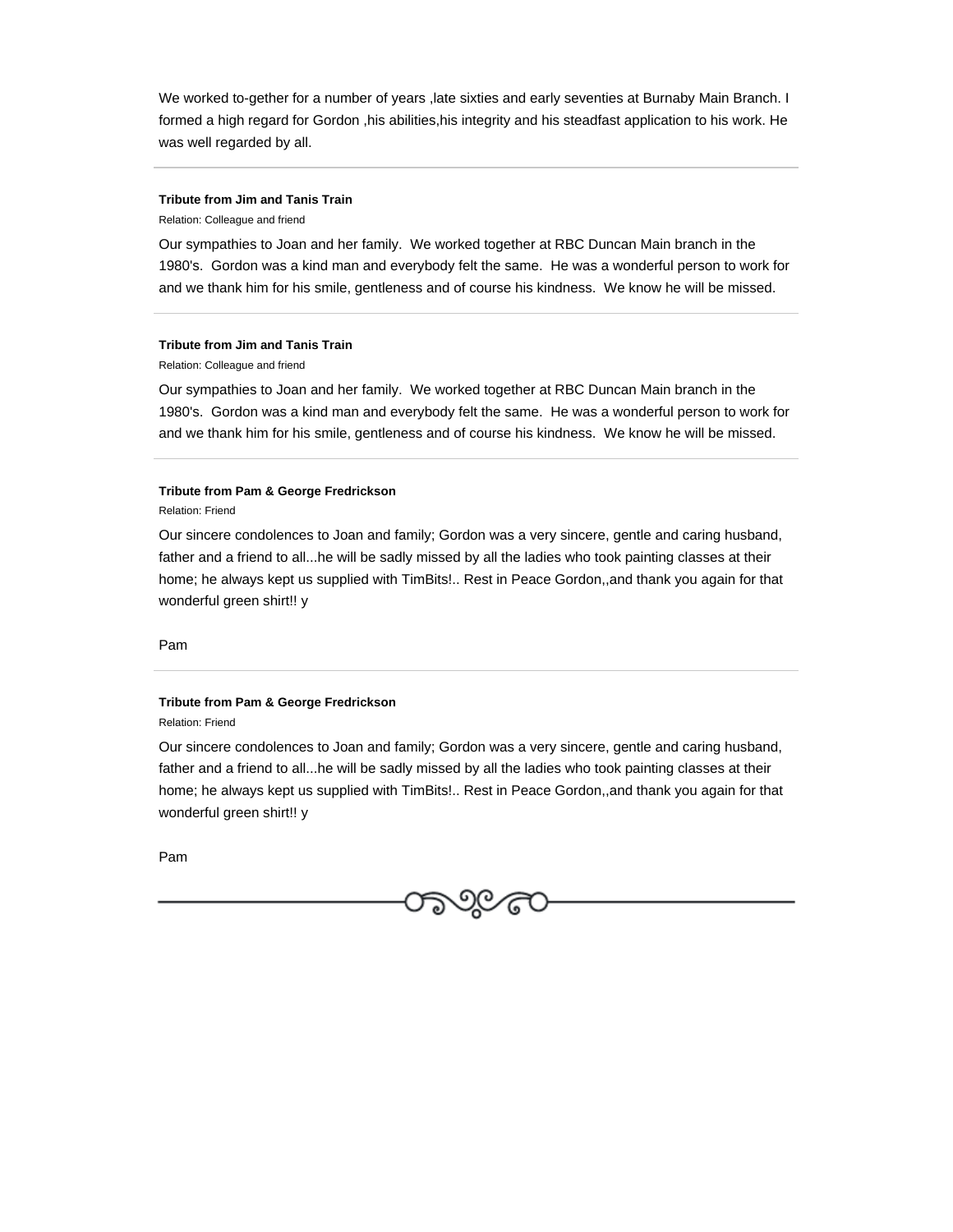We worked to-gether for a number of years ,late sixties and early seventies at Burnaby Main Branch. I formed a high regard for Gordon ,his abilities,his integrity and his steadfast application to his work. He was well regarded by all.

---

**Tribute from Jim and Tanis Train**

Relation: Colleague and friend

Our sympathies to Joan and her family.  We worked together at RBC Duncan Main branch in the 1980's.  Gordon was a kind man and everybody felt the same.  He was a wonderful person to work for and we thank him for his smile, gentleness and of course his kindness.  We know he will be missed.

---

**Tribute from Jim and Tanis Train**

Relation: Colleague and friend

Our sympathies to Joan and her family.  We worked together at RBC Duncan Main branch in the 1980's.  Gordon was a kind man and everybody felt the same.  He was a wonderful person to work for and we thank him for his smile, gentleness and of course his kindness.  We know he will be missed.

---

**Tribute from Pam & George Fredrickson**

Relation: Friend

Our sincere condolences to Joan and family; Gordon was a very sincere, gentle and caring husband, father and a friend to all...he will be sadly missed by all the ladies who took painting classes at their home; he always kept us supplied with TimBits!.. Rest in Peace Gordon,,and thank you again for that wonderful green shirt!! y

Pam

---

**Tribute from Pam & George Fredrickson**

Relation: Friend

Our sincere condolences to Joan and family; Gordon was a very sincere, gentle and caring husband, father and a friend to all...he will be sadly missed by all the ladies who took painting classes at their home; he always kept us supplied with TimBits!.. Rest in Peace Gordon,,and thank you again for that wonderful green shirt!! y

Pam